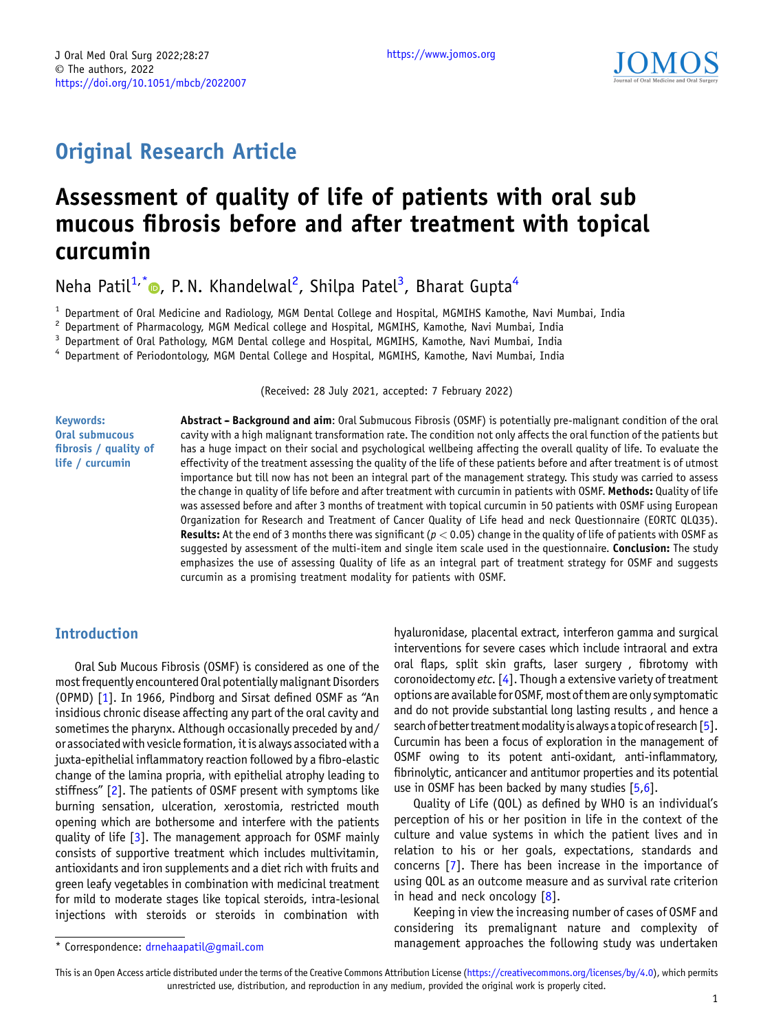Original Research Article

# Assessment of quality of life of patients with oral sub mucous fibrosis before and after treatment with topical curcumin

Neha Patil[1,*], P. N. Khandelwal[2], Shilpa Patel[3], Bharat Gupta[4]

[1] Department of Oral Medicine and Radiology, MGM Dental College and Hospital, MGMIHS Kamothe, Navi Mumbai, India
[2] Department of Pharmacology, MGM Medical college and Hospital, MGMIHS, Kamothe, Navi Mumbai, India
[3] Department of Oral Pathology, MGM Dental college and Hospital, MGMIHS, Kamothe, Navi Mumbai, India
[4] Department of Periodontology, MGM Dental College and Hospital, MGMIHS, Kamothe, Navi Mumbai, India

(Received: 28 July 2021, accepted: 7 February 2022)

**Keywords: Oral submucous fibrosis / quality of life / curcumin**

**Abstract – Background and aim**: Oral Submucous Fibrosis (OSMF) is potentially pre-malignant condition of the oral cavity with a high malignant transformation rate. The condition not only affects the oral function of the patients but has a huge impact on their social and psychological wellbeing affecting the overall quality of life. To evaluate the effectivity of the treatment assessing the quality of the life of these patients before and after treatment is of utmost importance but till now has not been an integral part of the management strategy. This study was carried to assess the change in quality of life before and after treatment with curcumin in patients with OSMF. **Methods:** Quality of life was assessed before and after 3 months of treatment with topical curcumin in 50 patients with OSMF using European Organization for Research and Treatment of Cancer Quality of Life head and neck Questionnaire (EORTC QLQ35). **Results:** At the end of 3 months there was significant ($p < 0.05$) change in the quality of life of patients with OSMF as suggested by assessment of the multi-item and single item scale used in the questionnaire. **Conclusion:** The study emphasizes the use of assessing Quality of life as an integral part of treatment strategy for OSMF and suggests curcumin as a promising treatment modality for patients with OSMF.

## Introduction

Oral Sub Mucous Fibrosis (OSMF) is considered as one of the most frequently encountered Oral potentially malignant Disorders (OPMD) [1]. In 1966, Pindborg and Sirsat defined OSMF as "An insidious chronic disease affecting any part of the oral cavity and sometimes the pharynx. Although occasionally preceded by and/or associated with vesicle formation, it is always associated with a juxta-epithelial inflammatory reaction followed by a fibro-elastic change of the lamina propria, with epithelial atrophy leading to stiffness" [2]. The patients of OSMF present with symptoms like burning sensation, ulceration, xerostomia, restricted mouth opening which are bothersome and interfere with the patients quality of life [3]. The management approach for OSMF mainly consists of supportive treatment which includes multivitamin, antioxidants and iron supplements and a diet rich with fruits and green leafy vegetables in combination with medicinal treatment for mild to moderate stages like topical steroids, intra-lesional injections with steroids or steroids in combination with hyaluronidase, placental extract, interferon gamma and surgical interventions for severe cases which include intraoral and extra oral flaps, split skin grafts, laser surgery , fibrotomy with coronoidectomy *etc.* [4]. Though a extensive variety of treatment options are available for OSMF, most of them are only symptomatic and do not provide substantial long lasting results , and hence a search of better treatment modality is always a topic of research [5]. Curcumin has been a focus of exploration in the management of OSMF owing to its potent anti-oxidant, anti-inflammatory, fibrinolytic, anticancer and antitumor properties and its potential use in OSMF has been backed by many studies [5,6].

Quality of Life (QOL) as defined by WHO is an individual's perception of his or her position in life in the context of the culture and value systems in which the patient lives and in relation to his or her goals, expectations, standards and concerns [7]. There has been increase in the importance of using QOL as an outcome measure and as survival rate criterion in head and neck oncology [8].

Keeping in view the increasing number of cases of OSMF and considering its premalignant nature and complexity of management approaches the following study was undertaken

* Correspondence: drnehaapatil@gmail.com

This is an Open Access article distributed under the terms of the Creative Commons Attribution License (https://creativecommons.org/licenses/by/4.0), which permits unrestricted use, distribution, and reproduction in any medium, provided the original work is properly cited.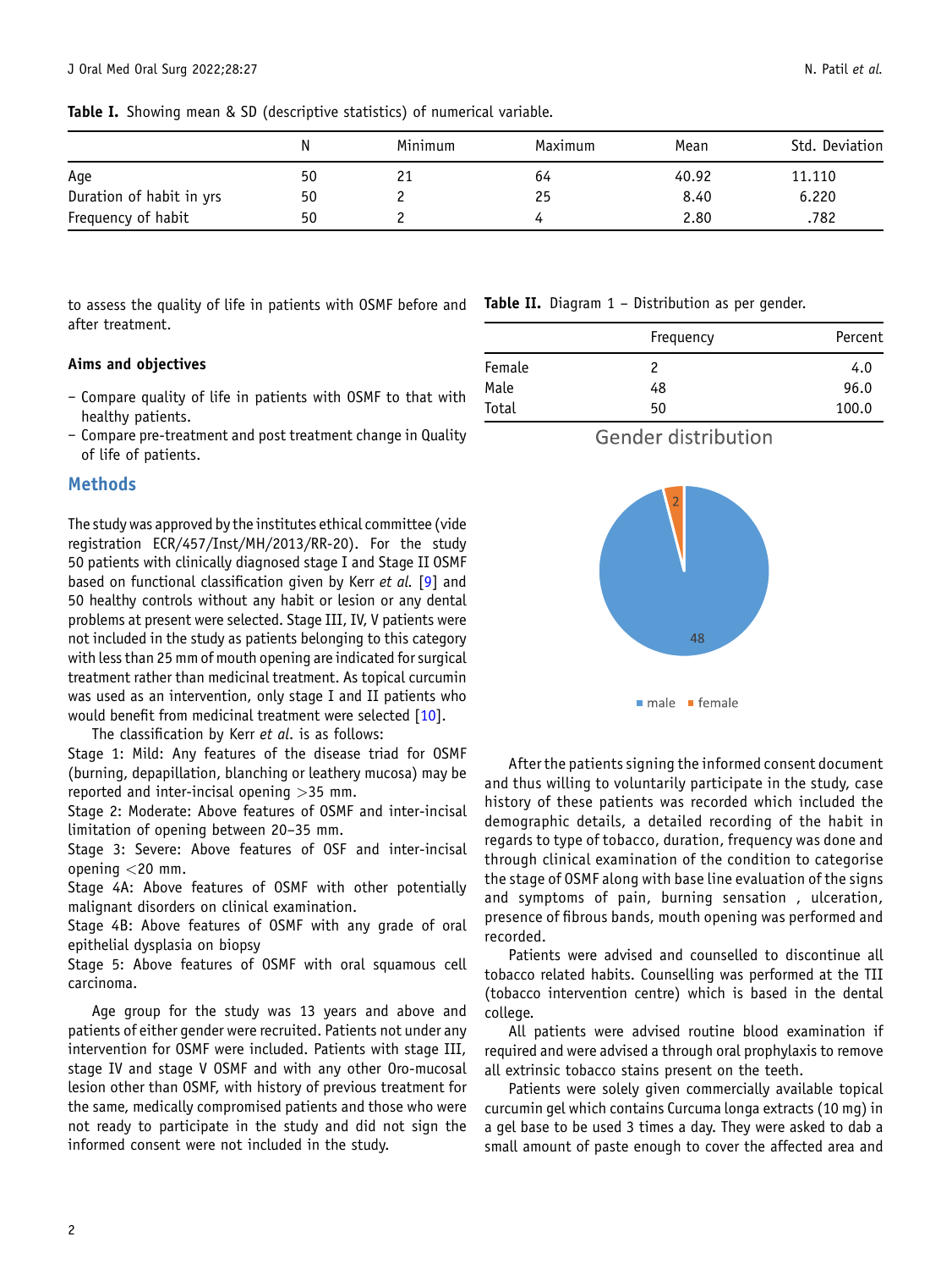**Table I.** Showing mean & SD (descriptive statistics) of numerical variable.

| | N | Minimum | Maximum | Mean | Std. Deviation |
|---|---|---|---|---|---|
| Age | 50 | 21 | 64 | 40.92 | 11.110 |
| Duration of habit in yrs | 50 | 2 | 25 | 8.40 | 6.220 |
| Frequency of habit | 50 | 2 | 4 | 2.80 | .782 |

to assess the quality of life in patients with OSMF before and after treatment.

### Aims and objectives

- Compare quality of life in patients with OSMF to that with healthy patients.
- Compare pre-treatment and post treatment change in Quality of life of patients.

## Methods

The study was approved by the institutes ethical committee (vide registration ECR/457/Inst/MH/2013/RR-20). For the study 50 patients with clinically diagnosed stage I and Stage II OSMF based on functional classification given by Kerr *et al.* [9] and 50 healthy controls without any habit or lesion or any dental problems at present were selected. Stage III, IV, V patients were not included in the study as patients belonging to this category with less than 25 mm of mouth opening are indicated for surgical treatment rather than medicinal treatment. As topical curcumin was used as an intervention, only stage I and II patients who would benefit from medicinal treatment were selected [10].

The classification by Kerr *et al.* is as follows:

Stage 1: Mild: Any features of the disease triad for OSMF (burning, depapillation, blanching or leathery mucosa) may be reported and inter-incisal opening >35 mm.

Stage 2: Moderate: Above features of OSMF and inter-incisal limitation of opening between 20–35 mm.

Stage 3: Severe: Above features of OSF and inter-incisal opening <20 mm.

Stage 4A: Above features of OSMF with other potentially malignant disorders on clinical examination.

Stage 4B: Above features of OSMF with any grade of oral epithelial dysplasia on biopsy

Stage 5: Above features of OSMF with oral squamous cell carcinoma.

Age group for the study was 13 years and above and patients of either gender were recruited. Patients not under any intervention for OSMF were included. Patients with stage III, stage IV and stage V OSMF and with any other Oro-mucosal lesion other than OSMF, with history of previous treatment for the same, medically compromised patients and those who were not ready to participate in the study and did not sign the informed consent were not included in the study.

**Table II.** Diagram 1 – Distribution as per gender.

| | Frequency | Percent |
|---|---|---|
| Female | 2 | 4.0 |
| Male | 48 | 96.0 |
| Total | 50 | 100.0 |

Gender distribution

2

48

male female

After the patients signing the informed consent document and thus willing to voluntarily participate in the study, case history of these patients was recorded which included the demographic details, a detailed recording of the habit in regards to type of tobacco, duration, frequency was done and through clinical examination of the condition to categorise the stage of OSMF along with base line evaluation of the signs and symptoms of pain, burning sensation , ulceration, presence of fibrous bands, mouth opening was performed and recorded.

Patients were advised and counselled to discontinue all tobacco related habits. Counselling was performed at the TII (tobacco intervention centre) which is based in the dental college.

All patients were advised routine blood examination if required and were advised a through oral prophylaxis to remove all extrinsic tobacco stains present on the teeth.

Patients were solely given commercially available topical curcumin gel which contains Curcuma longa extracts (10 mg) in a gel base to be used 3 times a day. They were asked to dab a small amount of paste enough to cover the affected area and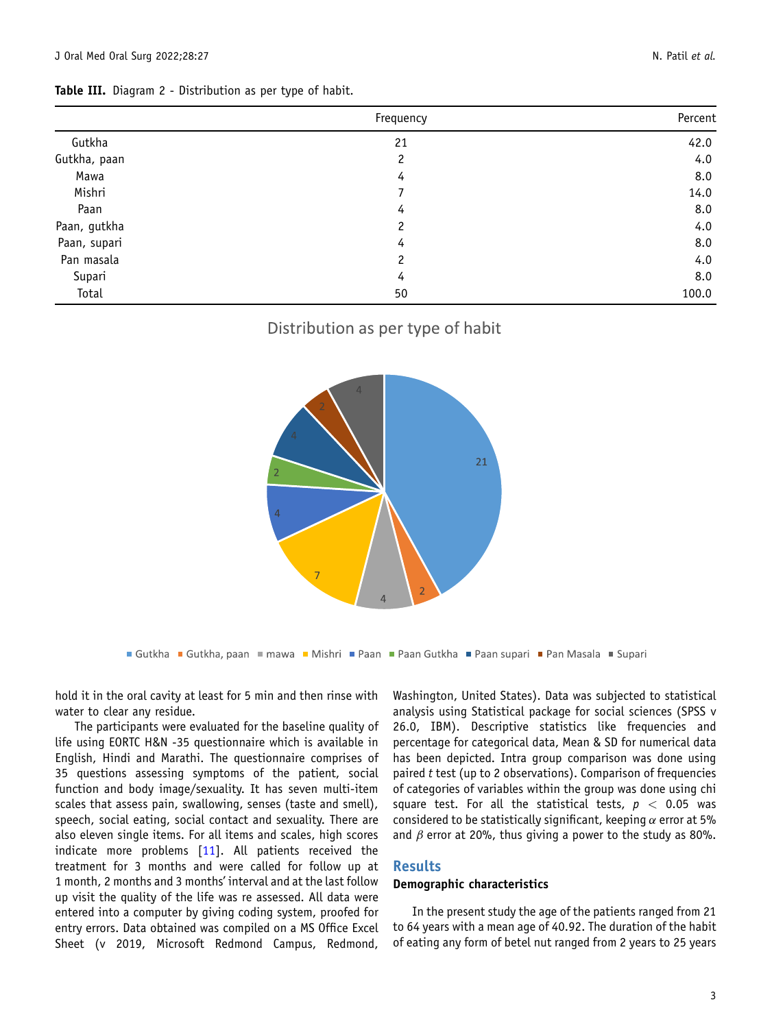**Table III.** Diagram 2 - Distribution as per type of habit.

| | Frequency | Percent |
|---|---|---|
| Gutkha | 21 | 42.0 |
| Gutkha, paan | 2 | 4.0 |
| Mawa | 4 | 8.0 |
| Mishri | 7 | 14.0 |
| Paan | 4 | 8.0 |
| Paan, gutkha | 2 | 4.0 |
| Paan, supari | 4 | 8.0 |
| Pan masala | 2 | 4.0 |
| Supari | 4 | 8.0 |
| Total | 50 | 100.0 |

hold it in the oral cavity at least for 5 min and then rinse with water to clear any residue.

The participants were evaluated for the baseline quality of life using EORTC H&N -35 questionnaire which is available in English, Hindi and Marathi. The questionnaire comprises of 35 questions assessing symptoms of the patient, social function and body image/sexuality. It has seven multi-item scales that assess pain, swallowing, senses (taste and smell), speech, social eating, social contact and sexuality. There are also eleven single items. For all items and scales, high scores indicate more problems [11]. All patients received the treatment for 3 months and were called for follow up at 1 month, 2 months and 3 months' interval and at the last follow up visit the quality of the life was re assessed. All data were entered into a computer by giving coding system, proofed for entry errors. Data obtained was compiled on a MS Office Excel Sheet (v 2019, Microsoft Redmond Campus, Redmond, Washington, United States). Data was subjected to statistical analysis using Statistical package for social sciences (SPSS v 26.0, IBM). Descriptive statistics like frequencies and percentage for categorical data, Mean & SD for numerical data has been depicted. Intra group comparison was done using paired *t* test (up to 2 observations). Comparison of frequencies of categories of variables within the group was done using chi square test. For all the statistical tests, $p < 0.05$ was considered to be statistically significant, keeping $\alpha$ error at 5% and $\beta$ error at 20%, thus giving a power to the study as 80%.

## Results

### Demographic characteristics

In the present study the age of the patients ranged from 21 to 64 years with a mean age of 40.92. The duration of the habit of eating any form of betel nut ranged from 2 years to 25 years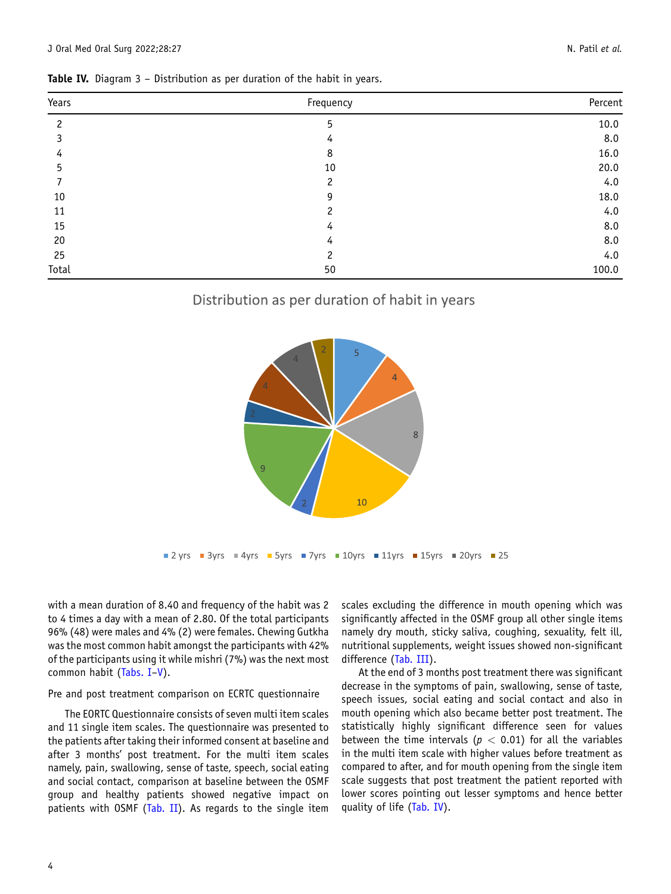**Table IV.** Diagram 3 – Distribution as per duration of the habit in years.

| Years | Frequency | Percent |
|---|---|---|
| 2 | 5 | 10.0 |
| 3 | 4 | 8.0 |
| 4 | 8 | 16.0 |
| 5 | 10 | 20.0 |
| 7 | 2 | 4.0 |
| 10 | 9 | 18.0 |
| 11 | 2 | 4.0 |
| 15 | 4 | 8.0 |
| 20 | 4 | 8.0 |
| 25 | 2 | 4.0 |
| Total | 50 | 100.0 |

Distribution as per duration of habit in years

with a mean duration of 8.40 and frequency of the habit was 2 to 4 times a day with a mean of 2.80. Of the total participants 96% (48) were males and 4% (2) were females. Chewing Gutkha was the most common habit amongst the participants with 42% of the participants using it while mishri (7%) was the next most common habit (Tabs. I–V).

Pre and post treatment comparison on ECRTC questionnaire

The EORTC Questionnaire consists of seven multi item scales and 11 single item scales. The questionnaire was presented to the patients after taking their informed consent at baseline and after 3 months' post treatment. For the multi item scales namely, pain, swallowing, sense of taste, speech, social eating and social contact, comparison at baseline between the OSMF group and healthy patients showed negative impact on patients with OSMF (Tab. II). As regards to the single item scales excluding the difference in mouth opening which was significantly affected in the OSMF group all other single items namely dry mouth, sticky saliva, coughing, sexuality, felt ill, nutritional supplements, weight issues showed non-significant difference (Tab. III).

At the end of 3 months post treatment there was significant decrease in the symptoms of pain, swallowing, sense of taste, speech issues, social eating and social contact and also in mouth opening which also became better post treatment. The statistically highly significant difference seen for values between the time intervals ($p < 0.01$) for all the variables in the multi item scale with higher values before treatment as compared to after, and for mouth opening from the single item scale suggests that post treatment the patient reported with lower scores pointing out lesser symptoms and hence better quality of life (Tab. IV).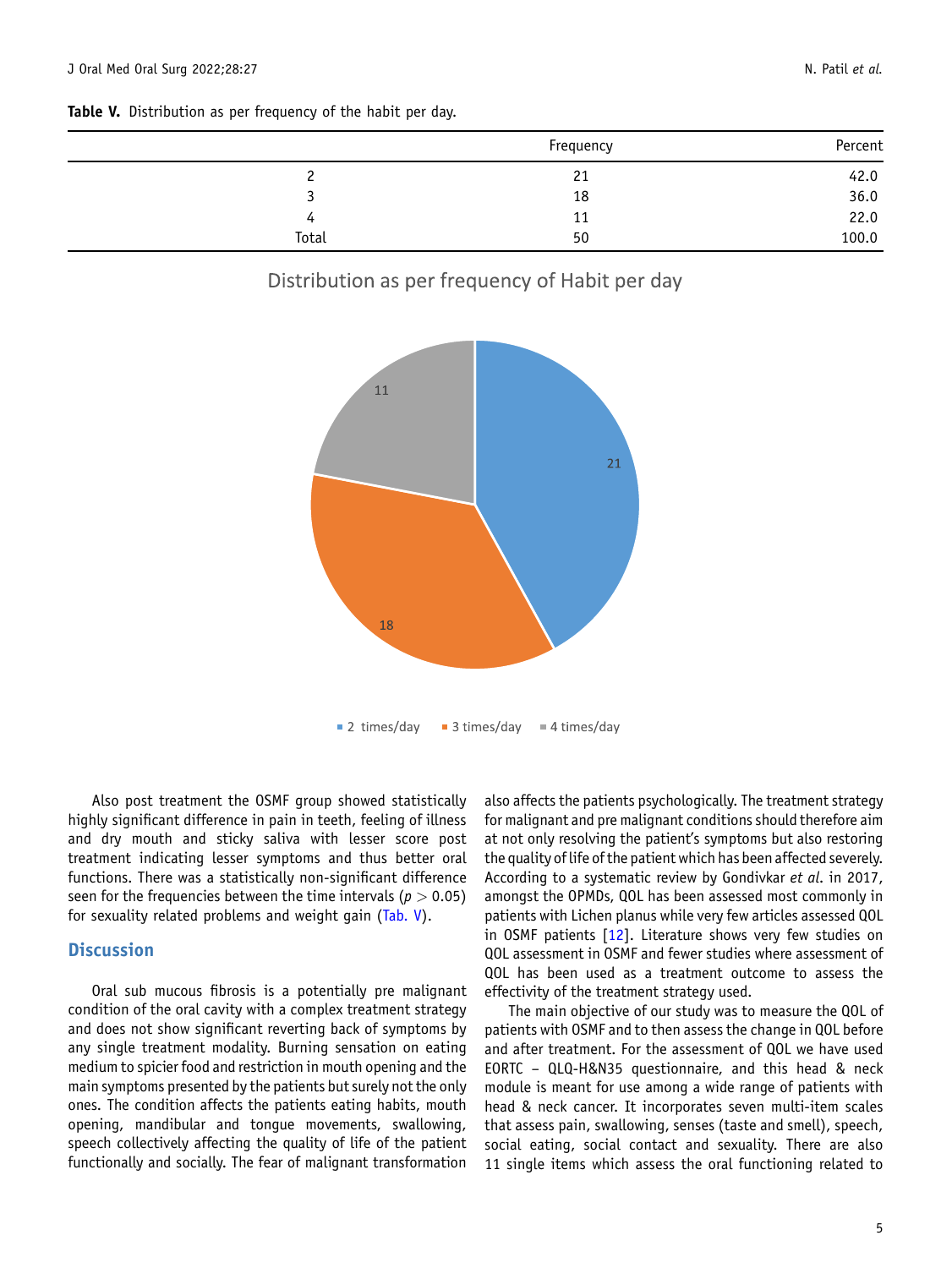**Table V.** Distribution as per frequency of the habit per day.

| | Frequency | Percent |
|---|---|---|
| 2 | 21 | 42.0 |
| 3 | 18 | 36.0 |
| 4 | 11 | 22.0 |
| Total | 50 | 100.0 |

Distribution as per frequency of Habit per day

| | Value |
|---|---|
| 2 times/day | 21 |
| 3 times/day | 18 |
| 4 times/day | 11 |

Also post treatment the OSMF group showed statistically highly significant difference in pain in teeth, feeling of illness and dry mouth and sticky saliva with lesser score post treatment indicating lesser symptoms and thus better oral functions. There was a statistically non-significant difference seen for the frequencies between the time intervals ($p > 0.05$) for sexuality related problems and weight gain (Tab. V).

## Discussion

Oral sub mucous fibrosis is a potentially pre malignant condition of the oral cavity with a complex treatment strategy and does not show significant reverting back of symptoms by any single treatment modality. Burning sensation on eating medium to spicier food and restriction in mouth opening and the main symptoms presented by the patients but surely not the only ones. The condition affects the patients eating habits, mouth opening, mandibular and tongue movements, swallowing, speech collectively affecting the quality of life of the patient functionally and socially. The fear of malignant transformation also affects the patients psychologically. The treatment strategy for malignant and pre malignant conditions should therefore aim at not only resolving the patient's symptoms but also restoring the quality of life of the patient which has been affected severely. According to a systematic review by Gondivkar *et al*. in 2017, amongst the OPMDs, QOL has been assessed most commonly in patients with Lichen planus while very few articles assessed QOL in OSMF patients [12]. Literature shows very few studies on QOL assessment in OSMF and fewer studies where assessment of QOL has been used as a treatment outcome to assess the effectivity of the treatment strategy used.

The main objective of our study was to measure the QOL of patients with OSMF and to then assess the change in QOL before and after treatment. For the assessment of QOL we have used EORTC – QLQ-H&N35 questionnaire, and this head & neck module is meant for use among a wide range of patients with head & neck cancer. It incorporates seven multi-item scales that assess pain, swallowing, senses (taste and smell), speech, social eating, social contact and sexuality. There are also 11 single items which assess the oral functioning related to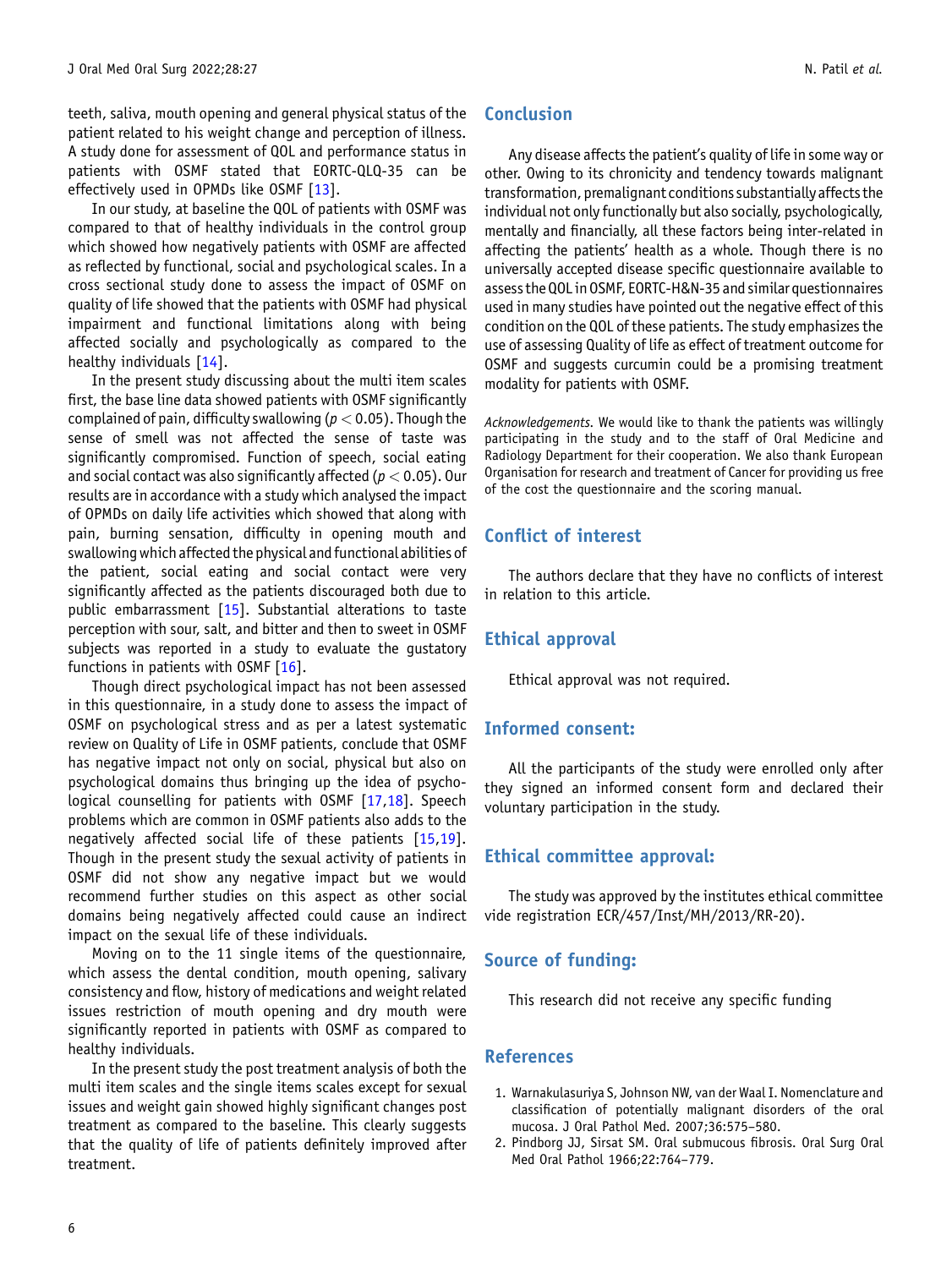teeth, saliva, mouth opening and general physical status of the patient related to his weight change and perception of illness. A study done for assessment of QOL and performance status in patients with OSMF stated that EORTC-QLQ-35 can be effectively used in OPMDs like OSMF [13].

In our study, at baseline the QOL of patients with OSMF was compared to that of healthy individuals in the control group which showed how negatively patients with OSMF are affected as reflected by functional, social and psychological scales. In a cross sectional study done to assess the impact of OSMF on quality of life showed that the patients with OSMF had physical impairment and functional limitations along with being affected socially and psychologically as compared to the healthy individuals [14].

In the present study discussing about the multi item scales first, the base line data showed patients with OSMF significantly complained of pain, difficulty swallowing ($p < 0.05$). Though the sense of smell was not affected the sense of taste was significantly compromised. Function of speech, social eating and social contact was also significantly affected ($p < 0.05$). Our results are in accordance with a study which analysed the impact of OPMDs on daily life activities which showed that along with pain, burning sensation, difficulty in opening mouth and swallowing which affected the physical and functional abilities of the patient, social eating and social contact were very significantly affected as the patients discouraged both due to public embarrassment [15]. Substantial alterations to taste perception with sour, salt, and bitter and then to sweet in OSMF subjects was reported in a study to evaluate the gustatory functions in patients with OSMF [16].

Though direct psychological impact has not been assessed in this questionnaire, in a study done to assess the impact of OSMF on psychological stress and as per a latest systematic review on Quality of Life in OSMF patients, conclude that OSMF has negative impact not only on social, physical but also on psychological domains thus bringing up the idea of psychological counselling for patients with OSMF [17,18]. Speech problems which are common in OSMF patients also adds to the negatively affected social life of these patients [15,19]. Though in the present study the sexual activity of patients in OSMF did not show any negative impact but we would recommend further studies on this aspect as other social domains being negatively affected could cause an indirect impact on the sexual life of these individuals.

Moving on to the 11 single items of the questionnaire, which assess the dental condition, mouth opening, salivary consistency and flow, history of medications and weight related issues restriction of mouth opening and dry mouth were significantly reported in patients with OSMF as compared to healthy individuals.

In the present study the post treatment analysis of both the multi item scales and the single items scales except for sexual issues and weight gain showed highly significant changes post treatment as compared to the baseline. This clearly suggests that the quality of life of patients definitely improved after treatment.

## Conclusion

Any disease affects the patient's quality of life in some way or other. Owing to its chronicity and tendency towards malignant transformation, premalignant conditions substantially affects the individual not only functionally but also socially, psychologically, mentally and financially, all these factors being inter-related in affecting the patients' health as a whole. Though there is no universally accepted disease specific questionnaire available to assess the QOL in OSMF, EORTC-H&N-35 and similar questionnaires used in many studies have pointed out the negative effect of this condition on the QOL of these patients. The study emphasizes the use of assessing Quality of life as effect of treatment outcome for OSMF and suggests curcumin could be a promising treatment modality for patients with OSMF.

*Acknowledgements.* We would like to thank the patients was willingly participating in the study and to the staff of Oral Medicine and Radiology Department for their cooperation. We also thank European Organisation for research and treatment of Cancer for providing us free of the cost the questionnaire and the scoring manual.

## Conflict of interest

The authors declare that they have no conflicts of interest in relation to this article.

## Ethical approval

Ethical approval was not required.

## Informed consent:

All the participants of the study were enrolled only after they signed an informed consent form and declared their voluntary participation in the study.

## Ethical committee approval:

The study was approved by the institutes ethical committee vide registration ECR/457/Inst/MH/2013/RR-20).

## Source of funding:

This research did not receive any specific funding

## References

1. Warnakulasuriya S, Johnson NW, van der Waal I. Nomenclature and classification of potentially malignant disorders of the oral mucosa. J Oral Pathol Med. 2007;36:575–580.
2. Pindborg JJ, Sirsat SM. Oral submucous fibrosis. Oral Surg Oral Med Oral Pathol 1966;22:764–779.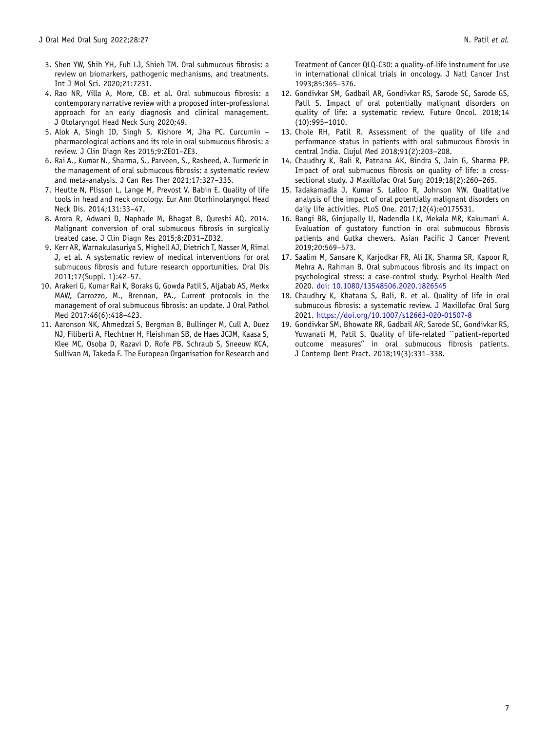3. Shen YW, Shih YH, Fuh LJ, Shieh TM. Oral submucous fibrosis: a review on biomarkers, pathogenic mechanisms, and treatments. Int J Mol Sci. 2020;21:7231.
4. Rao NR, Villa A, More, CB. et al. Oral submucous fibrosis: a contemporary narrative review with a proposed inter-professional approach for an early diagnosis and clinical management. J Otolaryngol Head Neck Surg 2020;49.
5. Alok A, Singh ID, Singh S, Kishore M, Jha PC. Curcumin – pharmacological actions and its role in oral submucous fibrosis: a review. J Clin Diagn Res 2015;9:ZE01–ZE3.
6. Rai A., Kumar N., Sharma, S., Parveen, S., Rasheed, A. Turmeric in the management of oral submucous fibrosis: a systematic review and meta-analysis. J Can Res Ther 2021;17:327–335.
7. Heutte N, Plisson L, Lange M, Prevost V, Babin E. Quality of life tools in head and neck oncology. Eur Ann Otorhinolaryngol Head Neck Dis. 2014;131:33–47.
8. Arora R, Adwani D, Naphade M, Bhagat B, Qureshi AQ. 2014. Malignant conversion of oral submucous fibrosis in surgically treated case. J Clin Diagn Res 2015;8:ZD31–ZD32.
9. Kerr AR, Warnakulasuriya S, Mighell AJ, Dietrich T, Nasser M, Rimal J, et al. A systematic review of medical interventions for oral submucous fibrosis and future research opportunities. Oral Dis 2011;17(Suppl. 1):42–57.
10. Arakeri G, Kumar Rai K, Boraks G, Gowda Patil S, Aljabab AS, Merkx MAW, Carrozzo, M., Brennan, PA., Current protocols in the management of oral submucous fibrosis: an update. J Oral Pathol Med 2017;46(6):418–423.
11. Aaronson NK, Ahmedzai S, Bergman B, Bullinger M, Cull A, Duez NJ, Filiberti A, Flechtner H, Fleishman SB, de Haes JCJM, Kaasa S, Klee MC, Osoba D, Razavi D, Rofe PB, Schraub S, Sneeuw KCA, Sullivan M, Takeda F. The European Organisation for Research and Treatment of Cancer QLQ-C30: a quality-of-life instrument for use in international clinical trials in oncology. J Natl Cancer Inst 1993;85:365–376.
12. Gondivkar SM, Gadbail AR, Gondivkar RS, Sarode SC, Sarode GS, Patil S. Impact of oral potentially malignant disorders on quality of life: a systematic review. Future Oncol. 2018;14 (10):995–1010.
13. Chole RH, Patil R. Assessment of the quality of life and performance status in patients with oral submucous fibrosis in central India. Clujul Med 2018;91(2):203–208.
14. Chaudhry K, Bali R, Patnana AK, Bindra S, Jain G, Sharma PP. Impact of oral submucous fibrosis on quality of life: a cross-sectional study. J Maxillofac Oral Surg 2019;18(2):260–265.
15. Tadakamadla J, Kumar S, Lalloo R, Johnson NW. Qualitative analysis of the impact of oral potentially malignant disorders on daily life activities. PLoS One. 2017;12(4):e0175531.
16. Bangi BB, Ginjupally U, Nadendla LK, Mekala MR, Kakumani A. Evaluation of gustatory function in oral submucous fibrosis patients and Gutka chewers. Asian Pacific J Cancer Prevent 2019;20:569–573.
17. Saalim M, Sansare K, Karjodkar FR, Ali IK, Sharma SR, Kapoor R, Mehra A, Rahman B. Oral submucous fibrosis and its impact on psychological stress: a case-control study. Psychol Health Med 2020. doi: 10.1080/13548506.2020.1826545
18. Chaudhry K, Khatana S, Bali, R. et al. Quality of life in oral submucous fibrosis: a systematic review. J Maxillofac Oral Surg 2021. https://doi.org/10.1007/s12663-020-01507-8
19. Gondivkar SM, Bhowate RR, Gadbail AR, Sarode SC, Gondivkar RS, Yuwanati M, Patil S. Quality of life-related ``patient-reported outcome measures" in oral submucous fibrosis patients. J Contemp Dent Pract. 2018;19(3):331–338.